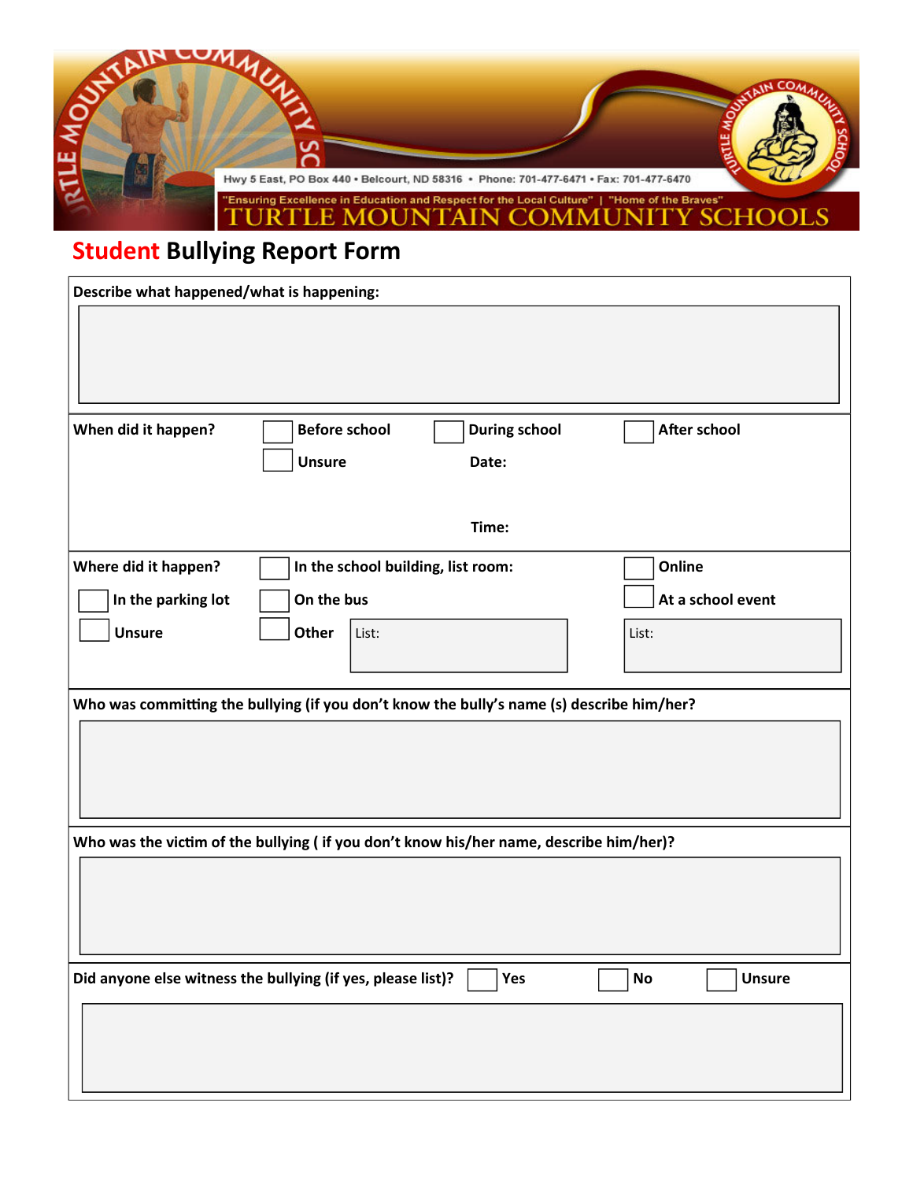Hwy 5 East, PO Box 440 • Belcourt, ND 58316 • Phone: 701-477-6471 • Fax: 701-477-6470

"Ensuring Excellence in Education and Respect for the Local Culture" | "Home of the Braves"

# TURTLE MOUNTAIN COMMUNITY SCHOOLS

## Student Bullying Report Form

**Describe what happened/what is happening:**

**When did it happen?**

- ☐ Before school
- ☐ During school
- ☐ After school
- ☐ Unsure

**Date:**

**Time:**

**Where did it happen?**

- ☐ In the school building, list room:
- ☐ Online
- ☐ In the parking lot
- ☐ On the bus
- ☐ At a school event
- ☐ Unsure
- ☐ Other

List:

List:

**Who was committing the bullying (if you don't know the bully's name (s) describe him/her?**

**Who was the victim of the bullying ( if you don't know his/her name, describe him/her)?**

**Did anyone else witness the bullying (if yes, please list)?**

- ☐ Yes
- ☐ No
- ☐ Unsure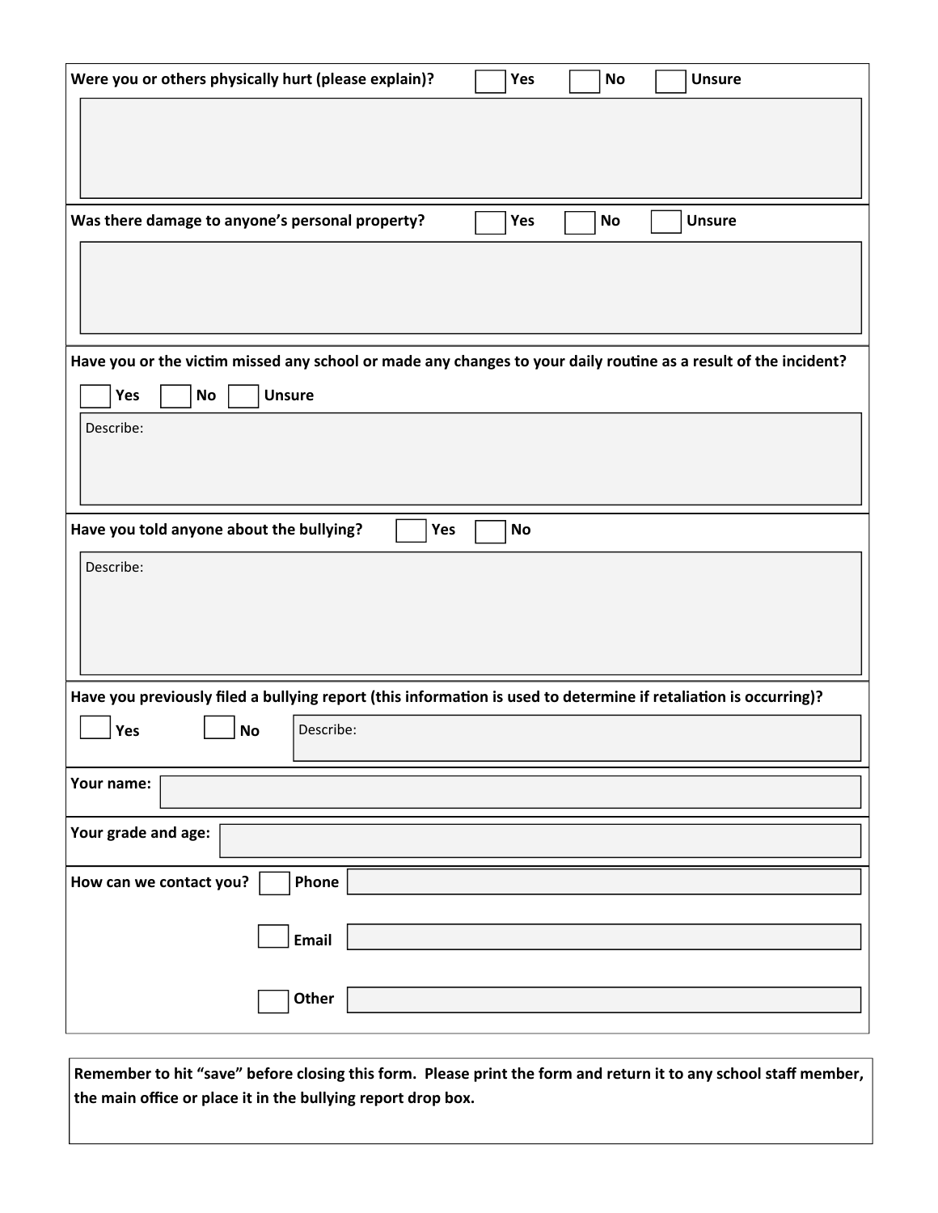**Were you or others physically hurt (please explain)?** ☐ **Yes** ☐ **No** ☐ **Unsure**

**Was there damage to anyone's personal property?** ☐ **Yes** ☐ **No** ☐ **Unsure**

**Have you or the victim missed any school or made any changes to your daily routine as a result of the incident?**

☐ **Yes** ☐ **No** ☐ **Unsure**

Describe:

**Have you told anyone about the bullying?** ☐ **Yes** ☐ **No**

Describe:

**Have you previously filed a bullying report (this information is used to determine if retaliation is occurring)?**

☐ **Yes** ☐ **No** Describe:

**Your name:**

**Your grade and age:**

**How can we contact you?** ☐ **Phone**

☐ **Email**

☐ **Other**

**Remember to hit "save" before closing this form. Please print the form and return it to any school staff member, the main office or place it in the bullying report drop box.**